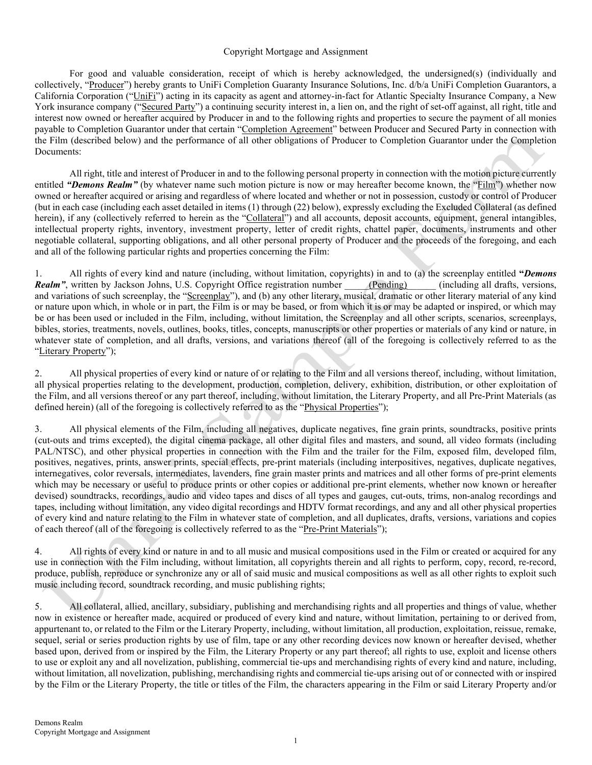# Copyright Mortgage and Assignment

For good and valuable consideration, receipt of which is hereby acknowledged, the undersigned(s) (individually and collectively, "Producer") hereby grants to UniFi Completion Guaranty Insurance Solutions, Inc. d/b/a UniFi Completion Guarantors, a California Corporation ("UniFi") acting in its capacity as agent and attorney-in-fact for Atlantic Specialty Insurance Company, a New York insurance company ("Secured Party") a continuing security interest in, a lien on, and the right of set-off against, all right, title and interest now owned or hereafter acquired by Producer in and to the following rights and properties to secure the payment of all monies payable to Completion Guarantor under that certain "Completion Agreement" between Producer and Secured Party in connection with the Film (described below) and the performance of all other obligations of Producer to Completion Guarantor under the Completion Documents:

All right, title and interest of Producer in and to the following personal property in connection with the motion picture currently entitled ***"Demons Realm"*** (by whatever name such motion picture is now or may hereafter become known, the "Film") whether now owned or hereafter acquired or arising and regardless of where located and whether or not in possession, custody or control of Producer (but in each case (including each asset detailed in items (1) through (22) below), expressly excluding the Excluded Collateral (as defined herein), if any (collectively referred to herein as the "Collateral") and all accounts, deposit accounts, equipment, general intangibles, intellectual property rights, inventory, investment property, letter of credit rights, chattel paper, documents, instruments and other negotiable collateral, supporting obligations, and all other personal property of Producer and the proceeds of the foregoing, and each and all of the following particular rights and properties concerning the Film:

1. All rights of every kind and nature (including, without limitation, copyrights) in and to (a) the screenplay entitled ***"Demons Realm"***, written by Jackson Johns, U.S. Copyright Office registration number _____(Pending)______ (including all drafts, versions, and variations of such screenplay, the "Screenplay"), and (b) any other literary, musical, dramatic or other literary material of any kind or nature upon which, in whole or in part, the Film is or may be based, or from which it is or may be adapted or inspired, or which may be or has been used or included in the Film, including, without limitation, the Screenplay and all other scripts, scenarios, screenplays, bibles, stories, treatments, novels, outlines, books, titles, concepts, manuscripts or other properties or materials of any kind or nature, in whatever state of completion, and all drafts, versions, and variations thereof (all of the foregoing is collectively referred to as the "Literary Property");

2. All physical properties of every kind or nature of or relating to the Film and all versions thereof, including, without limitation, all physical properties relating to the development, production, completion, delivery, exhibition, distribution, or other exploitation of the Film, and all versions thereof or any part thereof, including, without limitation, the Literary Property, and all Pre-Print Materials (as defined herein) (all of the foregoing is collectively referred to as the "Physical Properties");

3. All physical elements of the Film, including all negatives, duplicate negatives, fine grain prints, soundtracks, positive prints (cut-outs and trims excepted), the digital cinema package, all other digital files and masters, and sound, all video formats (including PAL/NTSC), and other physical properties in connection with the Film and the trailer for the Film, exposed film, developed film, positives, negatives, prints, answer prints, special effects, pre-print materials (including interpositives, negatives, duplicate negatives, internegatives, color reversals, intermediates, lavenders, fine grain master prints and matrices and all other forms of pre-print elements which may be necessary or useful to produce prints or other copies or additional pre-print elements, whether now known or hereafter devised) soundtracks, recordings, audio and video tapes and discs of all types and gauges, cut-outs, trims, non-analog recordings and tapes, including without limitation, any video digital recordings and HDTV format recordings, and any and all other physical properties of every kind and nature relating to the Film in whatever state of completion, and all duplicates, drafts, versions, variations and copies of each thereof (all of the foregoing is collectively referred to as the "Pre-Print Materials");

4. All rights of every kind or nature in and to all music and musical compositions used in the Film or created or acquired for any use in connection with the Film including, without limitation, all copyrights therein and all rights to perform, copy, record, re-record, produce, publish, reproduce or synchronize any or all of said music and musical compositions as well as all other rights to exploit such music including record, soundtrack recording, and music publishing rights;

5. All collateral, allied, ancillary, subsidiary, publishing and merchandising rights and all properties and things of value, whether now in existence or hereafter made, acquired or produced of every kind and nature, without limitation, pertaining to or derived from, appurtenant to, or related to the Film or the Literary Property, including, without limitation, all production, exploitation, reissue, remake, sequel, serial or series production rights by use of film, tape or any other recording devices now known or hereafter devised, whether based upon, derived from or inspired by the Film, the Literary Property or any part thereof; all rights to use, exploit and license others to use or exploit any and all novelization, publishing, commercial tie-ups and merchandising rights of every kind and nature, including, without limitation, all novelization, publishing, merchandising rights and commercial tie-ups arising out of or connected with or inspired by the Film or the Literary Property, the title or titles of the Film, the characters appearing in the Film or said Literary Property and/or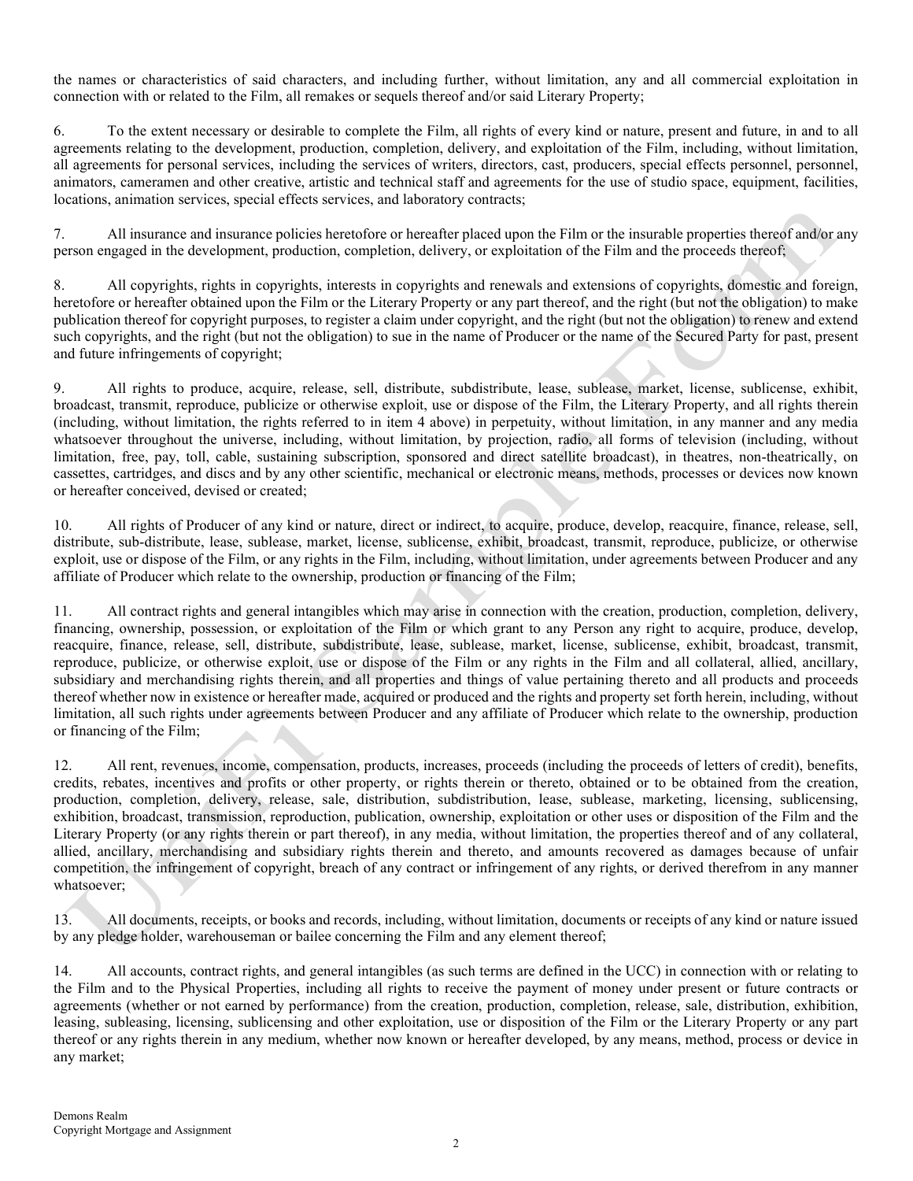the names or characteristics of said characters, and including further, without limitation, any and all commercial exploitation in connection with or related to the Film, all remakes or sequels thereof and/or said Literary Property;

6. To the extent necessary or desirable to complete the Film, all rights of every kind or nature, present and future, in and to all agreements relating to the development, production, completion, delivery, and exploitation of the Film, including, without limitation, all agreements for personal services, including the services of writers, directors, cast, producers, special effects personnel, personnel, animators, cameramen and other creative, artistic and technical staff and agreements for the use of studio space, equipment, facilities, locations, animation services, special effects services, and laboratory contracts;

7. All insurance and insurance policies heretofore or hereafter placed upon the Film or the insurable properties thereof and/or any person engaged in the development, production, completion, delivery, or exploitation of the Film and the proceeds thereof;

8. All copyrights, rights in copyrights, interests in copyrights and renewals and extensions of copyrights, domestic and foreign, heretofore or hereafter obtained upon the Film or the Literary Property or any part thereof, and the right (but not the obligation) to make publication thereof for copyright purposes, to register a claim under copyright, and the right (but not the obligation) to renew and extend such copyrights, and the right (but not the obligation) to sue in the name of Producer or the name of the Secured Party for past, present and future infringements of copyright;

9. All rights to produce, acquire, release, sell, distribute, subdistribute, lease, sublease, market, license, sublicense, exhibit, broadcast, transmit, reproduce, publicize or otherwise exploit, use or dispose of the Film, the Literary Property, and all rights therein (including, without limitation, the rights referred to in item 4 above) in perpetuity, without limitation, in any manner and any media whatsoever throughout the universe, including, without limitation, by projection, radio, all forms of television (including, without limitation, free, pay, toll, cable, sustaining subscription, sponsored and direct satellite broadcast), in theatres, non-theatrically, on cassettes, cartridges, and discs and by any other scientific, mechanical or electronic means, methods, processes or devices now known or hereafter conceived, devised or created;

10. All rights of Producer of any kind or nature, direct or indirect, to acquire, produce, develop, reacquire, finance, release, sell, distribute, sub-distribute, lease, sublease, market, license, sublicense, exhibit, broadcast, transmit, reproduce, publicize, or otherwise exploit, use or dispose of the Film, or any rights in the Film, including, without limitation, under agreements between Producer and any affiliate of Producer which relate to the ownership, production or financing of the Film;

11. All contract rights and general intangibles which may arise in connection with the creation, production, completion, delivery, financing, ownership, possession, or exploitation of the Film or which grant to any Person any right to acquire, produce, develop, reacquire, finance, release, sell, distribute, subdistribute, lease, sublease, market, license, sublicense, exhibit, broadcast, transmit, reproduce, publicize, or otherwise exploit, use or dispose of the Film or any rights in the Film and all collateral, allied, ancillary, subsidiary and merchandising rights therein, and all properties and things of value pertaining thereto and all products and proceeds thereof whether now in existence or hereafter made, acquired or produced and the rights and property set forth herein, including, without limitation, all such rights under agreements between Producer and any affiliate of Producer which relate to the ownership, production or financing of the Film;

12. All rent, revenues, income, compensation, products, increases, proceeds (including the proceeds of letters of credit), benefits, credits, rebates, incentives and profits or other property, or rights therein or thereto, obtained or to be obtained from the creation, production, completion, delivery, release, sale, distribution, subdistribution, lease, sublease, marketing, licensing, sublicensing, exhibition, broadcast, transmission, reproduction, publication, ownership, exploitation or other uses or disposition of the Film and the Literary Property (or any rights therein or part thereof), in any media, without limitation, the properties thereof and of any collateral, allied, ancillary, merchandising and subsidiary rights therein and thereto, and amounts recovered as damages because of unfair competition, the infringement of copyright, breach of any contract or infringement of any rights, or derived therefrom in any manner whatsoever;

13. All documents, receipts, or books and records, including, without limitation, documents or receipts of any kind or nature issued by any pledge holder, warehouseman or bailee concerning the Film and any element thereof;

14. All accounts, contract rights, and general intangibles (as such terms are defined in the UCC) in connection with or relating to the Film and to the Physical Properties, including all rights to receive the payment of money under present or future contracts or agreements (whether or not earned by performance) from the creation, production, completion, release, sale, distribution, exhibition, leasing, subleasing, licensing, sublicensing and other exploitation, use or disposition of the Film or the Literary Property or any part thereof or any rights therein in any medium, whether now known or hereafter developed, by any means, method, process or device in any market;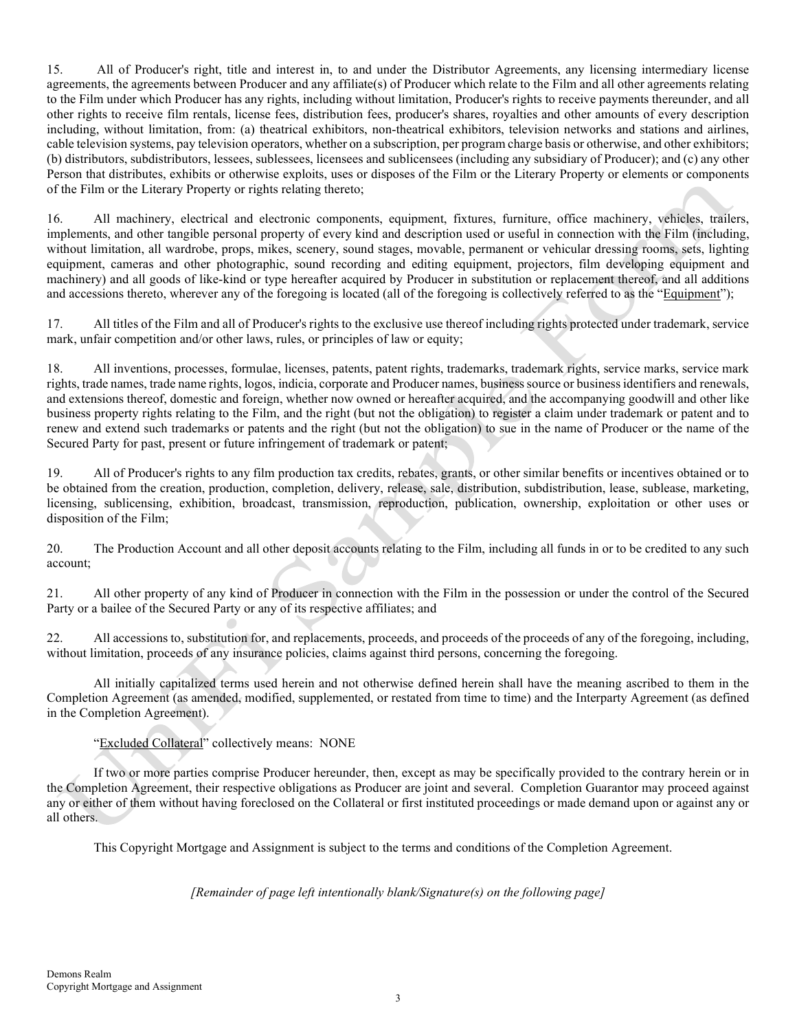15. All of Producer's right, title and interest in, to and under the Distributor Agreements, any licensing intermediary license agreements, the agreements between Producer and any affiliate(s) of Producer which relate to the Film and all other agreements relating to the Film under which Producer has any rights, including without limitation, Producer's rights to receive payments thereunder, and all other rights to receive film rentals, license fees, distribution fees, producer's shares, royalties and other amounts of every description including, without limitation, from: (a) theatrical exhibitors, non-theatrical exhibitors, television networks and stations and airlines, cable television systems, pay television operators, whether on a subscription, per program charge basis or otherwise, and other exhibitors; (b) distributors, subdistributors, lessees, sublessees, licensees and sublicensees (including any subsidiary of Producer); and (c) any other Person that distributes, exhibits or otherwise exploits, uses or disposes of the Film or the Literary Property or elements or components of the Film or the Literary Property or rights relating thereto;

16. All machinery, electrical and electronic components, equipment, fixtures, furniture, office machinery, vehicles, trailers, implements, and other tangible personal property of every kind and description used or useful in connection with the Film (including, without limitation, all wardrobe, props, mikes, scenery, sound stages, movable, permanent or vehicular dressing rooms, sets, lighting equipment, cameras and other photographic, sound recording and editing equipment, projectors, film developing equipment and machinery) and all goods of like-kind or type hereafter acquired by Producer in substitution or replacement thereof, and all additions and accessions thereto, wherever any of the foregoing is located (all of the foregoing is collectively referred to as the "Equipment");

17. All titles of the Film and all of Producer's rights to the exclusive use thereof including rights protected under trademark, service mark, unfair competition and/or other laws, rules, or principles of law or equity;

18. All inventions, processes, formulae, licenses, patents, patent rights, trademarks, trademark rights, service marks, service mark rights, trade names, trade name rights, logos, indicia, corporate and Producer names, business source or business identifiers and renewals, and extensions thereof, domestic and foreign, whether now owned or hereafter acquired, and the accompanying goodwill and other like business property rights relating to the Film, and the right (but not the obligation) to register a claim under trademark or patent and to renew and extend such trademarks or patents and the right (but not the obligation) to sue in the name of Producer or the name of the Secured Party for past, present or future infringement of trademark or patent;

19. All of Producer's rights to any film production tax credits, rebates, grants, or other similar benefits or incentives obtained or to be obtained from the creation, production, completion, delivery, release, sale, distribution, subdistribution, lease, sublease, marketing, licensing, sublicensing, exhibition, broadcast, transmission, reproduction, publication, ownership, exploitation or other uses or disposition of the Film;

20. The Production Account and all other deposit accounts relating to the Film, including all funds in or to be credited to any such account;

21. All other property of any kind of Producer in connection with the Film in the possession or under the control of the Secured Party or a bailee of the Secured Party or any of its respective affiliates; and

22. All accessions to, substitution for, and replacements, proceeds, and proceeds of the proceeds of any of the foregoing, including, without limitation, proceeds of any insurance policies, claims against third persons, concerning the foregoing.

All initially capitalized terms used herein and not otherwise defined herein shall have the meaning ascribed to them in the Completion Agreement (as amended, modified, supplemented, or restated from time to time) and the Interparty Agreement (as defined in the Completion Agreement).

"Excluded Collateral" collectively means: NONE

If two or more parties comprise Producer hereunder, then, except as may be specifically provided to the contrary herein or in the Completion Agreement, their respective obligations as Producer are joint and several. Completion Guarantor may proceed against any or either of them without having foreclosed on the Collateral or first instituted proceedings or made demand upon or against any or all others.

This Copyright Mortgage and Assignment is subject to the terms and conditions of the Completion Agreement.

*[Remainder of page left intentionally blank/Signature(s) on the following page]*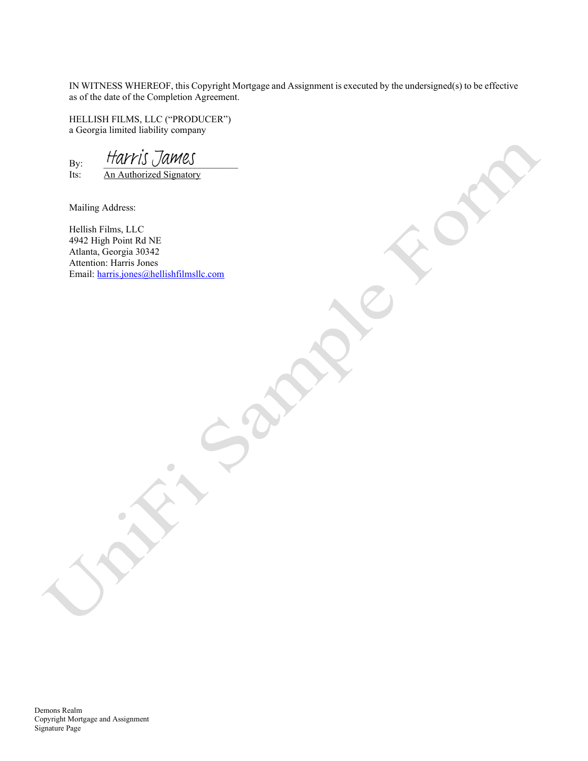IN WITNESS WHEREOF, this Copyright Mortgage and Assignment is executed by the undersigned(s) to be effective as of the date of the Completion Agreement.

HELLISH FILMS, LLC ("PRODUCER")
a Georgia limited liability company

By: Harris James
Its: An Authorized Signatory

Mailing Address:

Hellish Films, LLC
4942 High Point Rd NE
Atlanta, Georgia 30342
Attention: Harris Jones
Email: harris.jones@hellishfilmsllc.com

Demons Realm
Copyright Mortgage and Assignment
Signature Page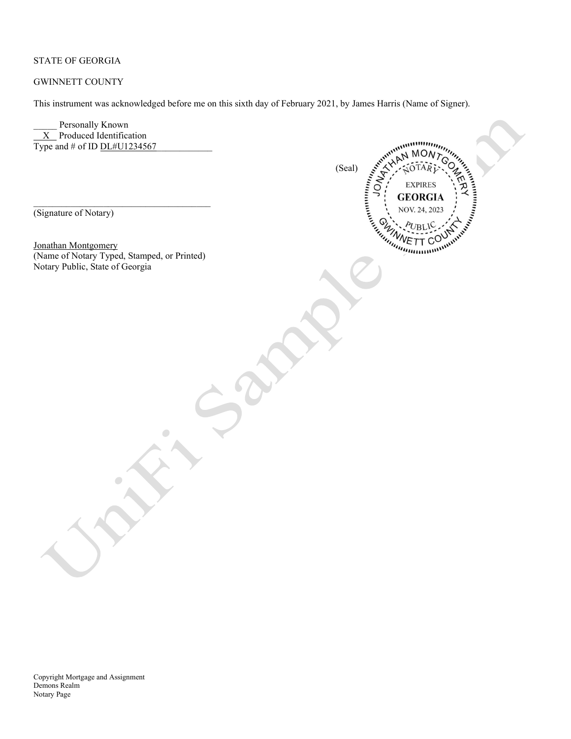STATE OF GEORGIA

GWINNETT COUNTY

This instrument was acknowledged before me on this sixth day of February 2021, by James Harris (Name of Signer).

_____ Personally Known
__X__ Produced Identification
Type and # of ID DL#U1234567

(Seal)

JONATHAN MONTGOMERY
NOTARY
EXPIRES
GEORGIA
NOV. 24, 2023
PUBLIC
GWINNETT COUNTY

________________________________________
(Signature of Notary)

Jonathan Montgomery
(Name of Notary Typed, Stamped, or Printed)
Notary Public, State of Georgia

UniFi Sample

Copyright Mortgage and Assignment
Demons Realm
Notary Page